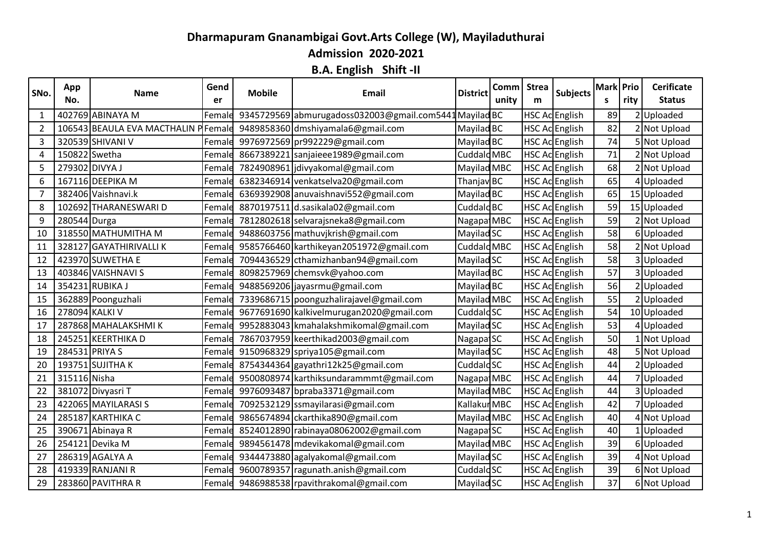# Dharmapuram Gnanambigai Govt.Arts College (W), Mayiladuthurai

## Admission 2020-2021

### B.A. English Shift -II

| SNo. | App No. | Name | Gender | Mobile | Email | District | Community | Stream | Subjects | Marks | Priority | Cerificate Status |
|---|---|---|---|---|---|---|---|---|---|---|---|---|
| 1 | 402769 | ABINAYA M | Female | 9345729569 | abmurugadoss032003@gmail.com5441 | Mayilad | BC | HSC Ac | English | 89 | 2 | Uploaded |
| 2 | 106543 | BEAULA EVA MACTHALIN P | Female | 9489858360 | dmshiyamala6@gmail.com | Mayilad | BC | HSC Ac | English | 82 | 2 | Not Upload |
| 3 | 320539 | SHIVANI V | Female | 9976972569 | pr992229@gmail.com | Mayilad | BC | HSC Ac | English | 74 | 5 | Not Upload |
| 4 | 150822 | Swetha | Female | 8667389221 | sanjaieee1989@gmail.com | Cuddalo | MBC | HSC Ac | English | 71 | 2 | Not Upload |
| 5 | 279302 | DIVYA J | Female | 7824908961 | jdivyakomal@gmail.com | Mayilad | MBC | HSC Ac | English | 68 | 2 | Not Upload |
| 6 | 167116 | DEEPIKA M | Female | 6382346914 | venkatselva20@gmail.com | Thanjav | BC | HSC Ac | English | 65 | 4 | Uploaded |
| 7 | 382406 | Vaishnavi.k | Female | 6369392908 | anuvaishnavi552@gmail.com | Mayilad | BC | HSC Ac | English | 65 | 15 | Uploaded |
| 8 | 102692 | THARANESWARI D | Female | 8870197511 | d.sasikala02@gmail.com | Cuddalo | BC | HSC Ac | English | 59 | 15 | Uploaded |
| 9 | 280544 | Durga | Female | 7812802618 | selvarajsneka8@gmail.com | Nagapat | MBC | HSC Ac | English | 59 | 2 | Not Upload |
| 10 | 318550 | MATHUMITHA M | Female | 9488603756 | mathuvjkrish@gmail.com | Mayilad | SC | HSC Ac | English | 58 | 6 | Uploaded |
| 11 | 328127 | GAYATHIRIVALLI K | Female | 9585766460 | karthikeyan2051972@gmail.com | Cuddalo | MBC | HSC Ac | English | 58 | 2 | Not Upload |
| 12 | 423970 | SUWETHA E | Female | 7094436529 | cthamizhanban94@gmail.com | Mayilad | SC | HSC Ac | English | 58 | 3 | Uploaded |
| 13 | 403846 | VAISHNAVI S | Female | 8098257969 | chemsvk@yahoo.com | Mayilad | BC | HSC Ac | English | 57 | 3 | Uploaded |
| 14 | 354231 | RUBIKA J | Female | 9488569206 | jayasrmu@gmail.com | Mayilad | BC | HSC Ac | English | 56 | 2 | Uploaded |
| 15 | 362889 | Poonguzhali | Female | 7339686715 | poonguzhalirajavel@gmail.com | Mayilad | MBC | HSC Ac | English | 55 | 2 | Uploaded |
| 16 | 278094 | KALKI V | Female | 9677691690 | kalkivelmurugan2020@gmail.com | Cuddalo | SC | HSC Ac | English | 54 | 10 | Uploaded |
| 17 | 287868 | MAHALAKSHMI K | Female | 9952883043 | kmahalakshmikomal@gmail.com | Mayilad | SC | HSC Ac | English | 53 | 4 | Uploaded |
| 18 | 245251 | KEERTHIKA D | Female | 7867037959 | keerthikad2003@gmail.com | Nagapat | SC | HSC Ac | English | 50 | 1 | Not Upload |
| 19 | 284531 | PRIYA S | Female | 9150968329 | spriya105@gmail.com | Mayilad | SC | HSC Ac | English | 48 | 5 | Not Upload |
| 20 | 193751 | SUJITHA K | Female | 8754344364 | gayathri12k25@gmail.com | Cuddalo | SC | HSC Ac | English | 44 | 2 | Uploaded |
| 21 | 315116 | Nisha | Female | 9500808974 | karthiksundarammmt@gmail.com | Nagapat | MBC | HSC Ac | English | 44 | 7 | Uploaded |
| 22 | 381072 | Divyasri T | Female | 9976093487 | bpraba3371@gmail.com | Mayilad | MBC | HSC Ac | English | 44 | 3 | Uploaded |
| 23 | 422065 | MAYILARASI S | Female | 7092532129 | ssmayilarasi@gmail.com | Kallakur | MBC | HSC Ac | English | 42 | 7 | Uploaded |
| 24 | 285187 | KARTHIKA C | Female | 9865674894 | ckarthika890@gmail.com | Mayilad | MBC | HSC Ac | English | 40 | 4 | Not Upload |
| 25 | 390671 | Abinaya R | Female | 8524012890 | rabinaya08062002@gmail.com | Nagapat | SC | HSC Ac | English | 40 | 1 | Uploaded |
| 26 | 254121 | Devika M | Female | 9894561478 | mdevikakomal@gmail.com | Mayilad | MBC | HSC Ac | English | 39 | 6 | Uploaded |
| 27 | 286319 | AGALYA A | Female | 9344473880 | agalyakomal@gmail.com | Mayilad | SC | HSC Ac | English | 39 | 4 | Not Upload |
| 28 | 419339 | RANJANI R | Female | 9600789357 | ragunath.anish@gmail.com | Cuddalo | SC | HSC Ac | English | 39 | 6 | Not Upload |
| 29 | 283860 | PAVITHRA R | Female | 9486988538 | rpavithrakomal@gmail.com | Mayilad | SC | HSC Ac | English | 37 | 6 | Not Upload |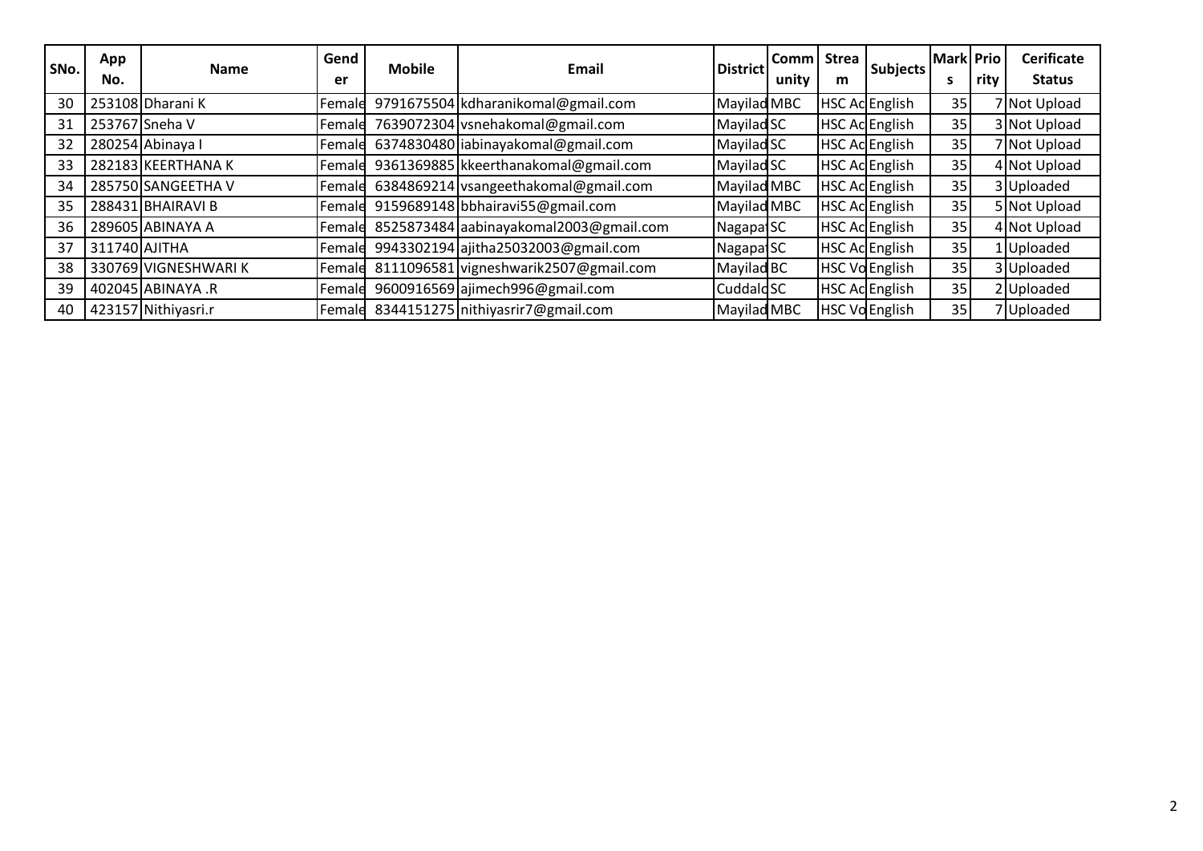| SNo. | App No. | Name | Gender | Mobile | Email | District | Community | Stream | Subjects | Marks | Priority | Cerificate Status |
|---|---|---|---|---|---|---|---|---|---|---|---|---|
| 30 | 253108 | Dharani K | Female | 9791675504 | kdharanikomal@gmail.com | Mayilad | MBC | HSC Ac | English | 35 | 7 | Not Upload |
| 31 | 253767 | Sneha V | Female | 7639072304 | vsnehakomal@gmail.com | Mayilad | SC | HSC Ac | English | 35 | 3 | Not Upload |
| 32 | 280254 | Abinaya I | Female | 6374830480 | iabinayakomal@gmail.com | Mayilad | SC | HSC Ac | English | 35 | 7 | Not Upload |
| 33 | 282183 | KEERTHANA K | Female | 9361369885 | kkeerthanakomal@gmail.com | Mayilad | SC | HSC Ac | English | 35 | 4 | Not Upload |
| 34 | 285750 | SANGEETHA V | Female | 6384869214 | vsangeethakomal@gmail.com | Mayilad | MBC | HSC Ac | English | 35 | 3 | Uploaded |
| 35 | 288431 | BHAIRAVI B | Female | 9159689148 | bbhairavi55@gmail.com | Mayilad | MBC | HSC Ac | English | 35 | 5 | Not Upload |
| 36 | 289605 | ABINAYA A | Female | 8525873484 | aabinayakomal2003@gmail.com | Nagapa | SC | HSC Ac | English | 35 | 4 | Not Upload |
| 37 | 311740 | AJITHA | Female | 9943302194 | ajitha25032003@gmail.com | Nagapa | SC | HSC Ac | English | 35 | 1 | Uploaded |
| 38 | 330769 | VIGNESHWARI K | Female | 8111096581 | vigneshwarik2507@gmail.com | Mayilad | BC | HSC Vo | English | 35 | 3 | Uploaded |
| 39 | 402045 | ABINAYA .R | Female | 9600916569 | ajimech996@gmail.com | Cuddalo | SC | HSC Ac | English | 35 | 2 | Uploaded |
| 40 | 423157 | Nithiyasri.r | Female | 8344151275 | nithiyasrir7@gmail.com | Mayilad | MBC | HSC Vo | English | 35 | 7 | Uploaded |